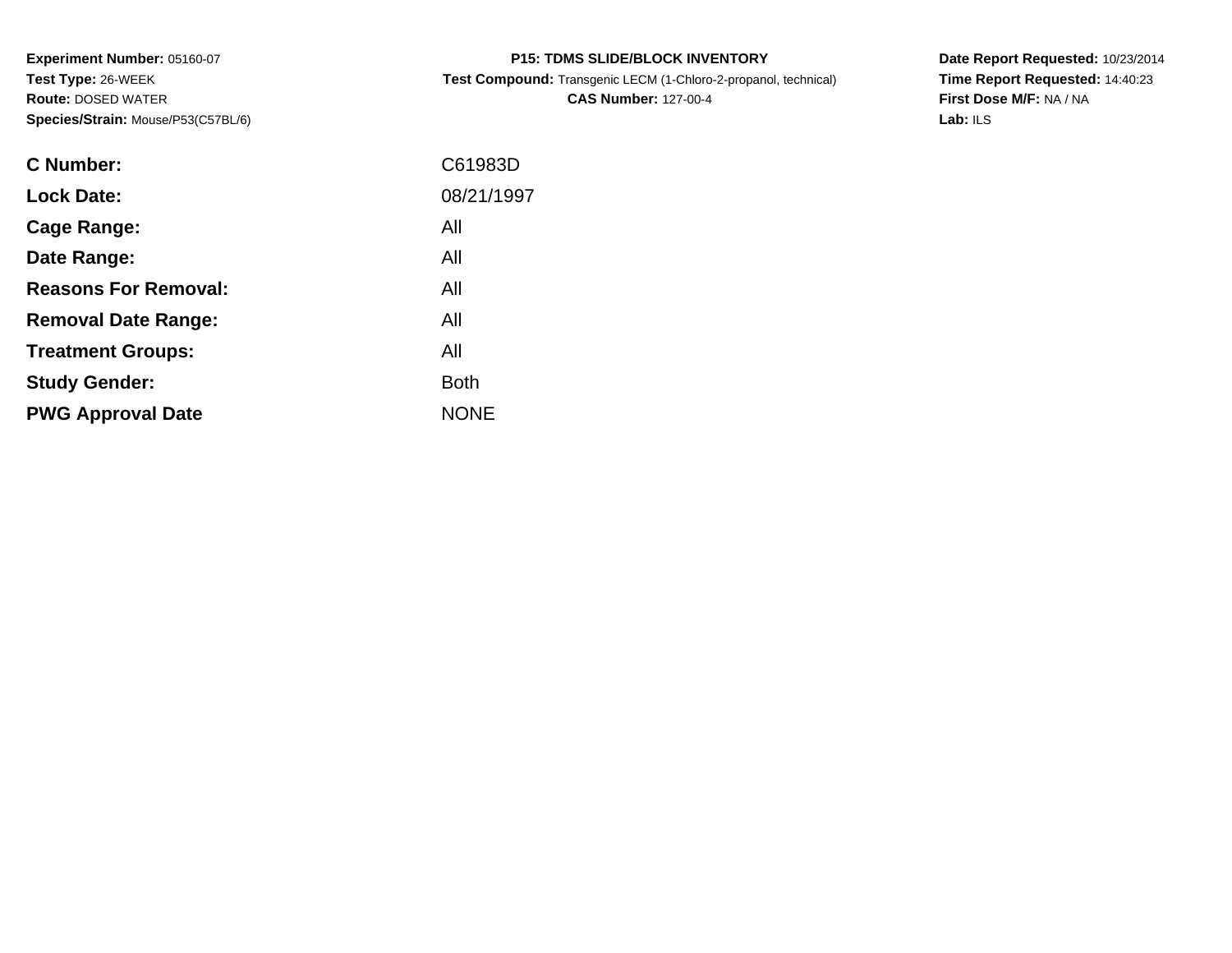**Experiment Number:** 05160-07
**Test Type:** 26-WEEK
**Route:** DOSED WATER
**Species/Strain:** Mouse/P53(C57BL/6)

**P15: TDMS SLIDE/BLOCK INVENTORY**
**Test Compound:** Transgenic LECM (1-Chloro-2-propanol, technical)
**CAS Number:** 127-00-4

**Date Report Requested:** 10/23/2014
**Time Report Requested:** 14:40:23
**First Dose M/F:** NA / NA
**Lab:** ILS

| | |
|---|---|
| **C Number:** | C61983D |
| **Lock Date:** | 08/21/1997 |
| **Cage Range:** | All |
| **Date Range:** | All |
| **Reasons For Removal:** | All |
| **Removal Date Range:** | All |
| **Treatment Groups:** | All |
| **Study Gender:** | Both |
| **PWG Approval Date** | NONE |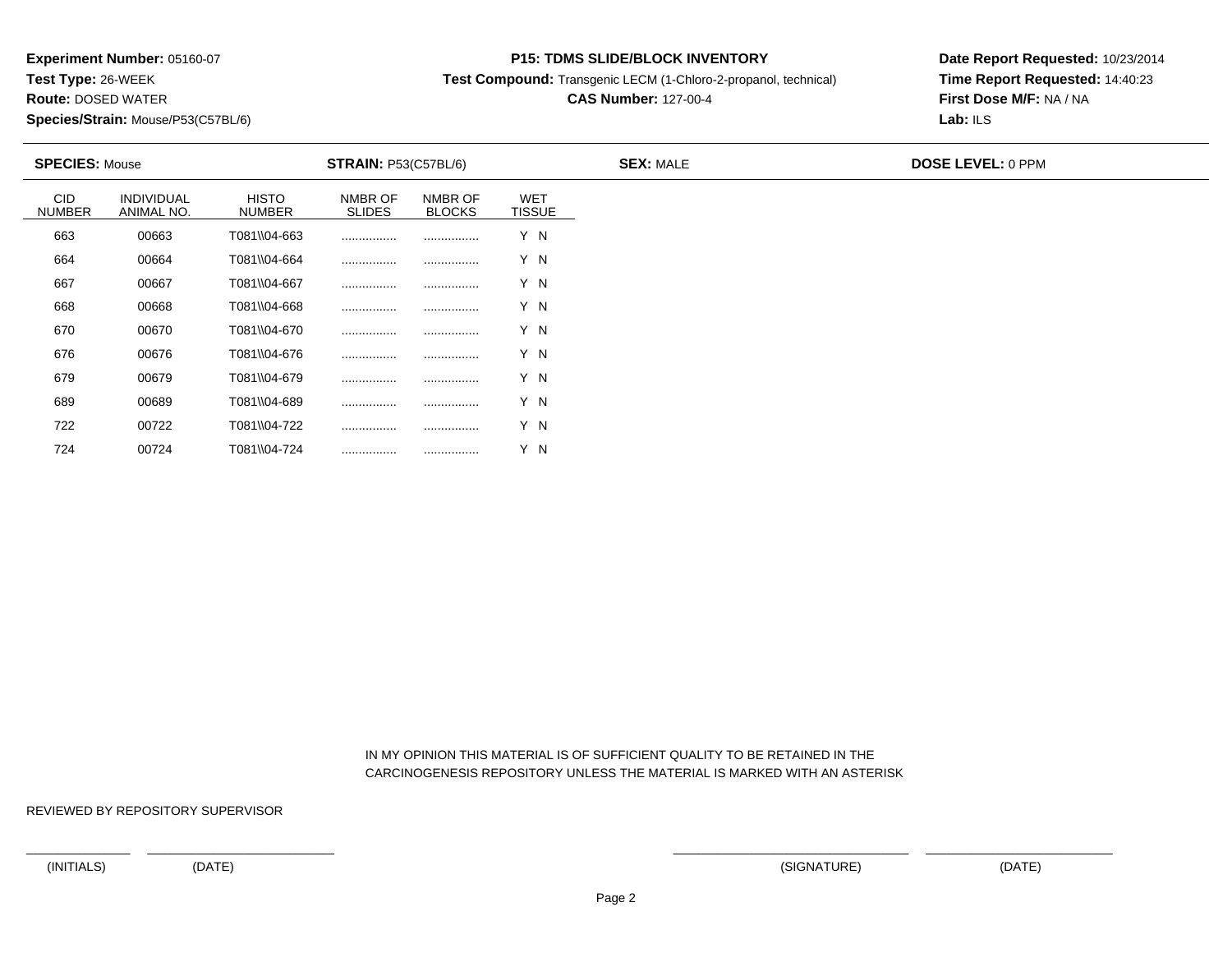**Experiment Number:** 05160-07
**Test Type:** 26-WEEK
**Route:** DOSED WATER
**Species/Strain:** Mouse/P53(C57BL/6)

**P15: TDMS SLIDE/BLOCK INVENTORY**
**Test Compound:** Transgenic LECM (1-Chloro-2-propanol, technical)
**CAS Number:** 127-00-4

**Date Report Requested:** 10/23/2014
**Time Report Requested:** 14:40:23
**First Dose M/F:** NA / NA
**Lab:** ILS

**SPECIES:** Mouse **STRAIN:** P53(C57BL/6) **SEX:** MALE **DOSE LEVEL:** 0 PPM

| CID NUMBER | INDIVIDUAL ANIMAL NO. | HISTO NUMBER | NMBR OF SLIDES | NMBR OF BLOCKS | WET TISSUE |
|---|---|---|---|---|---|
| 663 | 00663 | T081\\04-663 | ................ | ................ | Y N |
| 664 | 00664 | T081\\04-664 | ................ | ................ | Y N |
| 667 | 00667 | T081\\04-667 | ................ | ................ | Y N |
| 668 | 00668 | T081\\04-668 | ................ | ................ | Y N |
| 670 | 00670 | T081\\04-670 | ................ | ................ | Y N |
| 676 | 00676 | T081\\04-676 | ................ | ................ | Y N |
| 679 | 00679 | T081\\04-679 | ................ | ................ | Y N |
| 689 | 00689 | T081\\04-689 | ................ | ................ | Y N |
| 722 | 00722 | T081\\04-722 | ................ | ................ | Y N |
| 724 | 00724 | T081\\04-724 | ................ | ................ | Y N |

IN MY OPINION THIS MATERIAL IS OF SUFFICIENT QUALITY TO BE RETAINED IN THE CARCINOGENESIS REPOSITORY UNLESS THE MATERIAL IS MARKED WITH AN ASTERISK

REVIEWED BY REPOSITORY SUPERVISOR

(INITIALS) (DATE) (SIGNATURE) (DATE)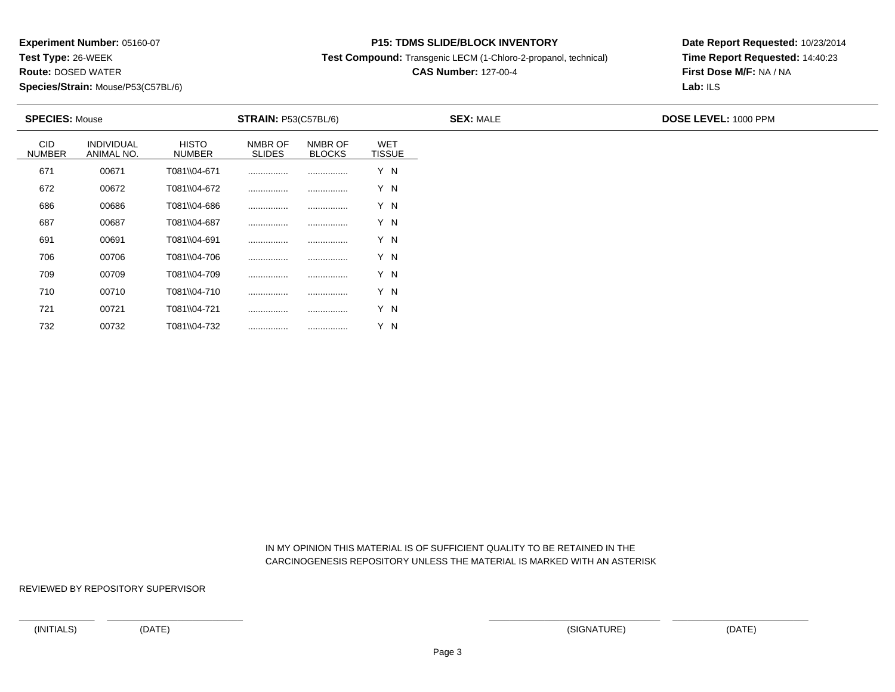**Experiment Number:** 05160-07
**Test Type:** 26-WEEK
**Route:** DOSED WATER
**Species/Strain:** Mouse/P53(C57BL/6)

**P15: TDMS SLIDE/BLOCK INVENTORY**
**Test Compound:** Transgenic LECM (1-Chloro-2-propanol, technical)
**CAS Number:** 127-00-4

**Date Report Requested:** 10/23/2014
**Time Report Requested:** 14:40:23
**First Dose M/F:** NA / NA
**Lab:** ILS

**SPECIES:** Mouse **STRAIN:** P53(C57BL/6) **SEX:** MALE **DOSE LEVEL:** 1000 PPM

| CID NUMBER | INDIVIDUAL ANIMAL NO. | HISTO NUMBER | NMBR OF SLIDES | NMBR OF BLOCKS | WET TISSUE |
|---|---|---|---|---|---|
| 671 | 00671 | T081\\04-671 | ................ | ................ | Y N |
| 672 | 00672 | T081\\04-672 | ................ | ................ | Y N |
| 686 | 00686 | T081\\04-686 | ................ | ................ | Y N |
| 687 | 00687 | T081\\04-687 | ................ | ................ | Y N |
| 691 | 00691 | T081\\04-691 | ................ | ................ | Y N |
| 706 | 00706 | T081\\04-706 | ................ | ................ | Y N |
| 709 | 00709 | T081\\04-709 | ................ | ................ | Y N |
| 710 | 00710 | T081\\04-710 | ................ | ................ | Y N |
| 721 | 00721 | T081\\04-721 | ................ | ................ | Y N |
| 732 | 00732 | T081\\04-732 | ................ | ................ | Y N |

IN MY OPINION THIS MATERIAL IS OF SUFFICIENT QUALITY TO BE RETAINED IN THE CARCINOGENESIS REPOSITORY UNLESS THE MATERIAL IS MARKED WITH AN ASTERISK

REVIEWED BY REPOSITORY SUPERVISOR

(INITIALS) (DATE) (SIGNATURE) (DATE)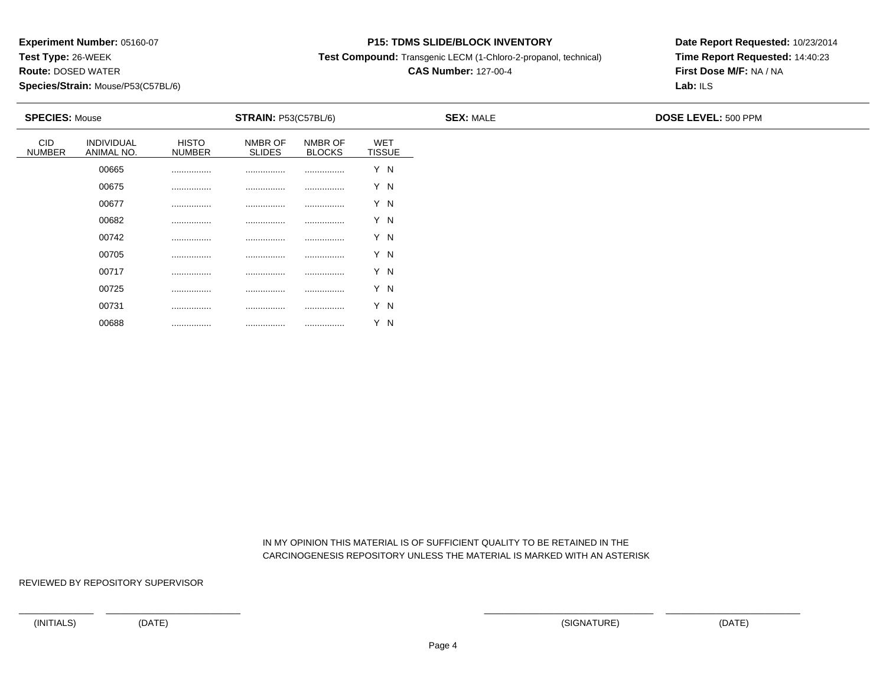**Experiment Number:** 05160-07
**Test Type:** 26-WEEK
**Route:** DOSED WATER
**Species/Strain:** Mouse/P53(C57BL/6)

**P15: TDMS SLIDE/BLOCK INVENTORY**
**Test Compound:** Transgenic LECM (1-Chloro-2-propanol, technical)
**CAS Number:** 127-00-4

**Date Report Requested:** 10/23/2014
**Time Report Requested:** 14:40:23
**First Dose M/F:** NA / NA
**Lab:** ILS

**SPECIES:** Mouse **STRAIN:** P53(C57BL/6) **SEX:** MALE **DOSE LEVEL:** 500 PPM

| CID NUMBER | INDIVIDUAL ANIMAL NO. | HISTO NUMBER | NMBR OF SLIDES | NMBR OF BLOCKS | WET TISSUE |
|---|---|---|---|---|---|
| | 00665 | ................ | ................ | ................ | Y N |
| | 00675 | ................ | ................ | ................ | Y N |
| | 00677 | ................ | ................ | ................ | Y N |
| | 00682 | ................ | ................ | ................ | Y N |
| | 00742 | ................ | ................ | ................ | Y N |
| | 00705 | ................ | ................ | ................ | Y N |
| | 00717 | ................ | ................ | ................ | Y N |
| | 00725 | ................ | ................ | ................ | Y N |
| | 00731 | ................ | ................ | ................ | Y N |
| | 00688 | ................ | ................ | ................ | Y N |

IN MY OPINION THIS MATERIAL IS OF SUFFICIENT QUALITY TO BE RETAINED IN THE CARCINOGENESIS REPOSITORY UNLESS THE MATERIAL IS MARKED WITH AN ASTERISK

REVIEWED BY REPOSITORY SUPERVISOR

(INITIALS) (DATE) (SIGNATURE) (DATE)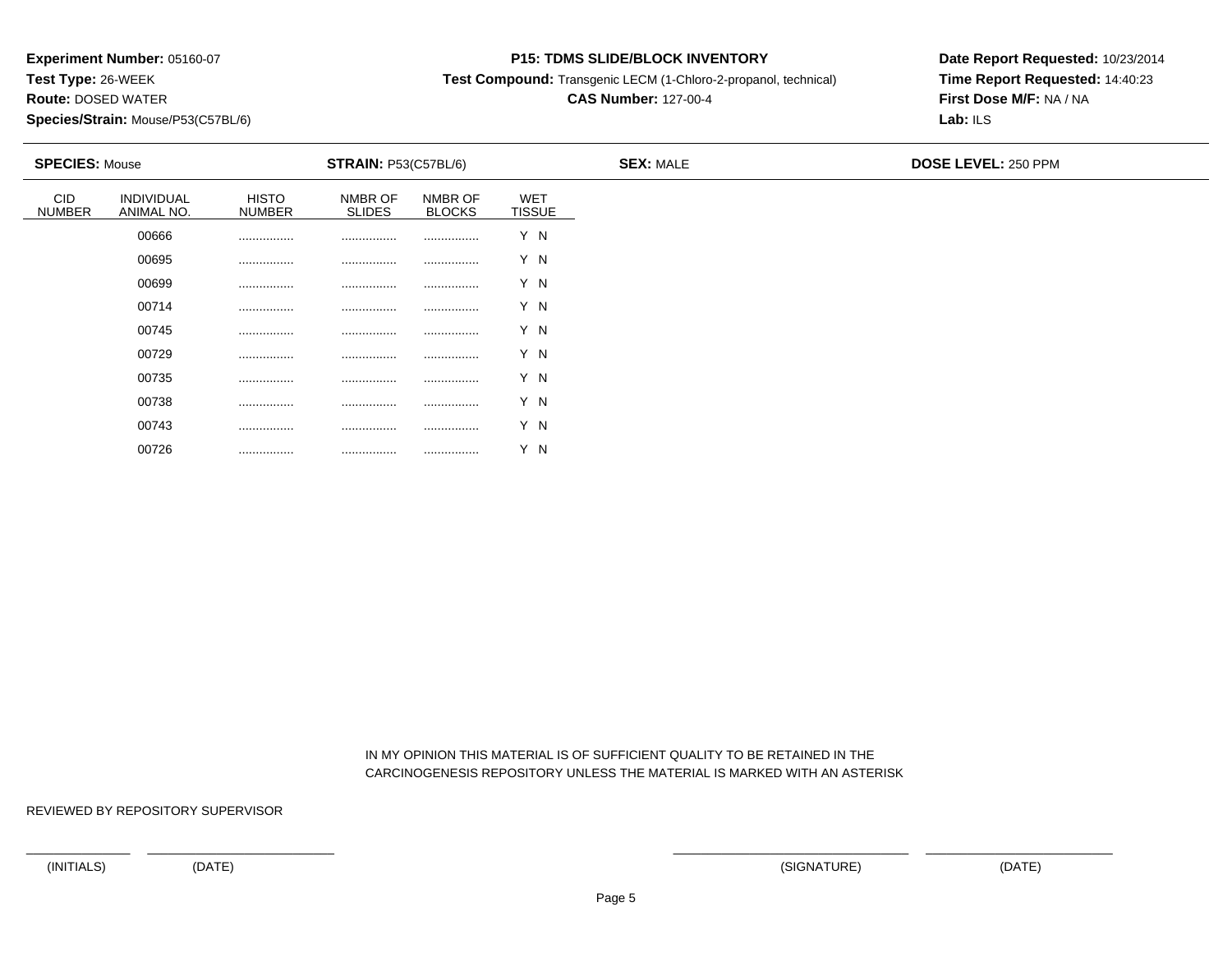**Experiment Number:** 05160-07
**Test Type:** 26-WEEK
**Route:** DOSED WATER
**Species/Strain:** Mouse/P53(C57BL/6)

**P15: TDMS SLIDE/BLOCK INVENTORY**
**Test Compound:** Transgenic LECM (1-Chloro-2-propanol, technical)
**CAS Number:** 127-00-4

**Date Report Requested:** 10/23/2014
**Time Report Requested:** 14:40:23
**First Dose M/F:** NA / NA
**Lab:** ILS

**SPECIES:** Mouse | **STRAIN:** P53(C57BL/6) | **SEX:** MALE | **DOSE LEVEL:** 250 PPM

| CID NUMBER | INDIVIDUAL ANIMAL NO. | HISTO NUMBER | NMBR OF SLIDES | NMBR OF BLOCKS | WET TISSUE |
|---|---|---|---|---|---|
| | 00666 | ................ | ................ | ................ | Y N |
| | 00695 | ................ | ................ | ................ | Y N |
| | 00699 | ................ | ................ | ................ | Y N |
| | 00714 | ................ | ................ | ................ | Y N |
| | 00745 | ................ | ................ | ................ | Y N |
| | 00729 | ................ | ................ | ................ | Y N |
| | 00735 | ................ | ................ | ................ | Y N |
| | 00738 | ................ | ................ | ................ | Y N |
| | 00743 | ................ | ................ | ................ | Y N |
| | 00726 | ................ | ................ | ................ | Y N |

IN MY OPINION THIS MATERIAL IS OF SUFFICIENT QUALITY TO BE RETAINED IN THE CARCINOGENESIS REPOSITORY UNLESS THE MATERIAL IS MARKED WITH AN ASTERISK

REVIEWED BY REPOSITORY SUPERVISOR

(INITIALS) (DATE) (SIGNATURE) (DATE)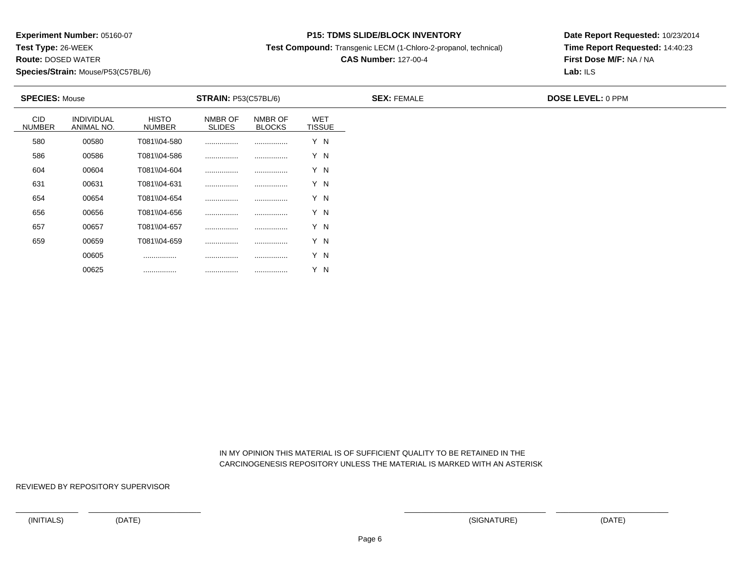**Experiment Number:** 05160-07
**Test Type:** 26-WEEK
**Route:** DOSED WATER
**Species/Strain:** Mouse/P53(C57BL/6)

**P15: TDMS SLIDE/BLOCK INVENTORY**
**Test Compound:** Transgenic LECM (1-Chloro-2-propanol, technical)
**CAS Number:** 127-00-4

**Date Report Requested:** 10/23/2014
**Time Report Requested:** 14:40:23
**First Dose M/F:** NA / NA
**Lab:** ILS

**SPECIES:** Mouse **STRAIN:** P53(C57BL/6) **SEX:** FEMALE **DOSE LEVEL:** 0 PPM

| CID NUMBER | INDIVIDUAL ANIMAL NO. | HISTO NUMBER | NMBR OF SLIDES | NMBR OF BLOCKS | WET TISSUE |
|---|---|---|---|---|---|
| 580 | 00580 | T081\\04-580 | ................ | ................ | Y N |
| 586 | 00586 | T081\\04-586 | ................ | ................ | Y N |
| 604 | 00604 | T081\\04-604 | ................ | ................ | Y N |
| 631 | 00631 | T081\\04-631 | ................ | ................ | Y N |
| 654 | 00654 | T081\\04-654 | ................ | ................ | Y N |
| 656 | 00656 | T081\\04-656 | ................ | ................ | Y N |
| 657 | 00657 | T081\\04-657 | ................ | ................ | Y N |
| 659 | 00659 | T081\\04-659 | ................ | ................ | Y N |
| | 00605 | ................ | ................ | ................ | Y N |
| | 00625 | ................ | ................ | ................ | Y N |

IN MY OPINION THIS MATERIAL IS OF SUFFICIENT QUALITY TO BE RETAINED IN THE CARCINOGENESIS REPOSITORY UNLESS THE MATERIAL IS MARKED WITH AN ASTERISK

REVIEWED BY REPOSITORY SUPERVISOR

(INITIALS) (DATE) (SIGNATURE) (DATE)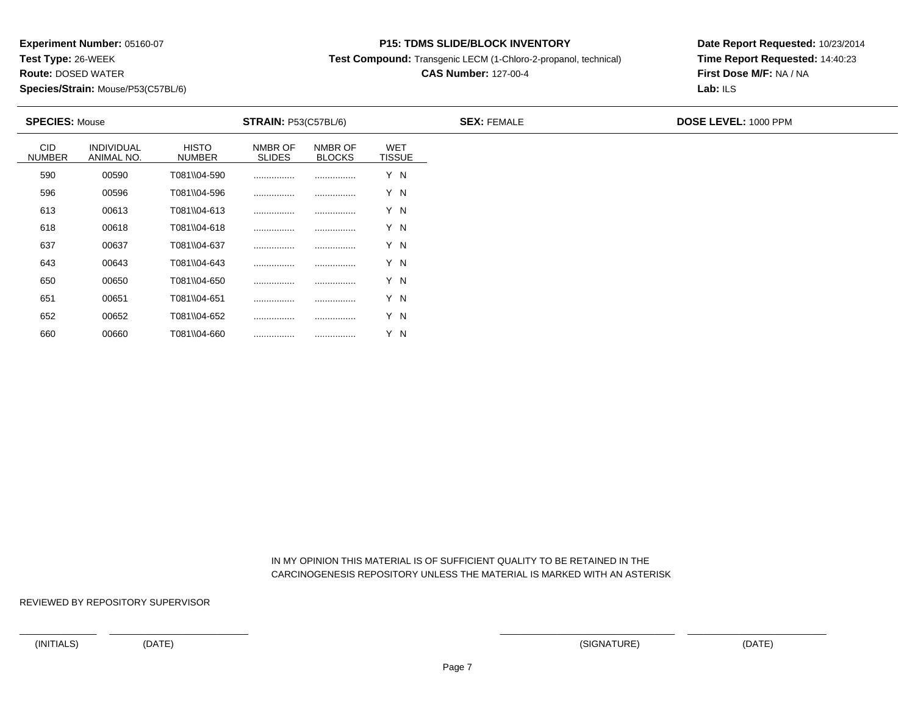**Experiment Number:** 05160-07
**Test Type:** 26-WEEK
**Route:** DOSED WATER
**Species/Strain:** Mouse/P53(C57BL/6)

**P15: TDMS SLIDE/BLOCK INVENTORY**
**Test Compound:** Transgenic LECM (1-Chloro-2-propanol, technical)
**CAS Number:** 127-00-4

**Date Report Requested:** 10/23/2014
**Time Report Requested:** 14:40:23
**First Dose M/F:** NA / NA
**Lab:** ILS

**SPECIES:** Mouse **STRAIN:** P53(C57BL/6) **SEX:** FEMALE **DOSE LEVEL:** 1000 PPM

| CID NUMBER | INDIVIDUAL ANIMAL NO. | HISTO NUMBER | NMBR OF SLIDES | NMBR OF BLOCKS | WET TISSUE |
|---|---|---|---|---|---|
| 590 | 00590 | T081\\04-590 | ................ | ................ | Y N |
| 596 | 00596 | T081\\04-596 | ................ | ................ | Y N |
| 613 | 00613 | T081\\04-613 | ................ | ................ | Y N |
| 618 | 00618 | T081\\04-618 | ................ | ................ | Y N |
| 637 | 00637 | T081\\04-637 | ................ | ................ | Y N |
| 643 | 00643 | T081\\04-643 | ................ | ................ | Y N |
| 650 | 00650 | T081\\04-650 | ................ | ................ | Y N |
| 651 | 00651 | T081\\04-651 | ................ | ................ | Y N |
| 652 | 00652 | T081\\04-652 | ................ | ................ | Y N |
| 660 | 00660 | T081\\04-660 | ................ | ................ | Y N |

IN MY OPINION THIS MATERIAL IS OF SUFFICIENT QUALITY TO BE RETAINED IN THE CARCINOGENESIS REPOSITORY UNLESS THE MATERIAL IS MARKED WITH AN ASTERISK

REVIEWED BY REPOSITORY SUPERVISOR

(INITIALS) (DATE) (SIGNATURE) (DATE)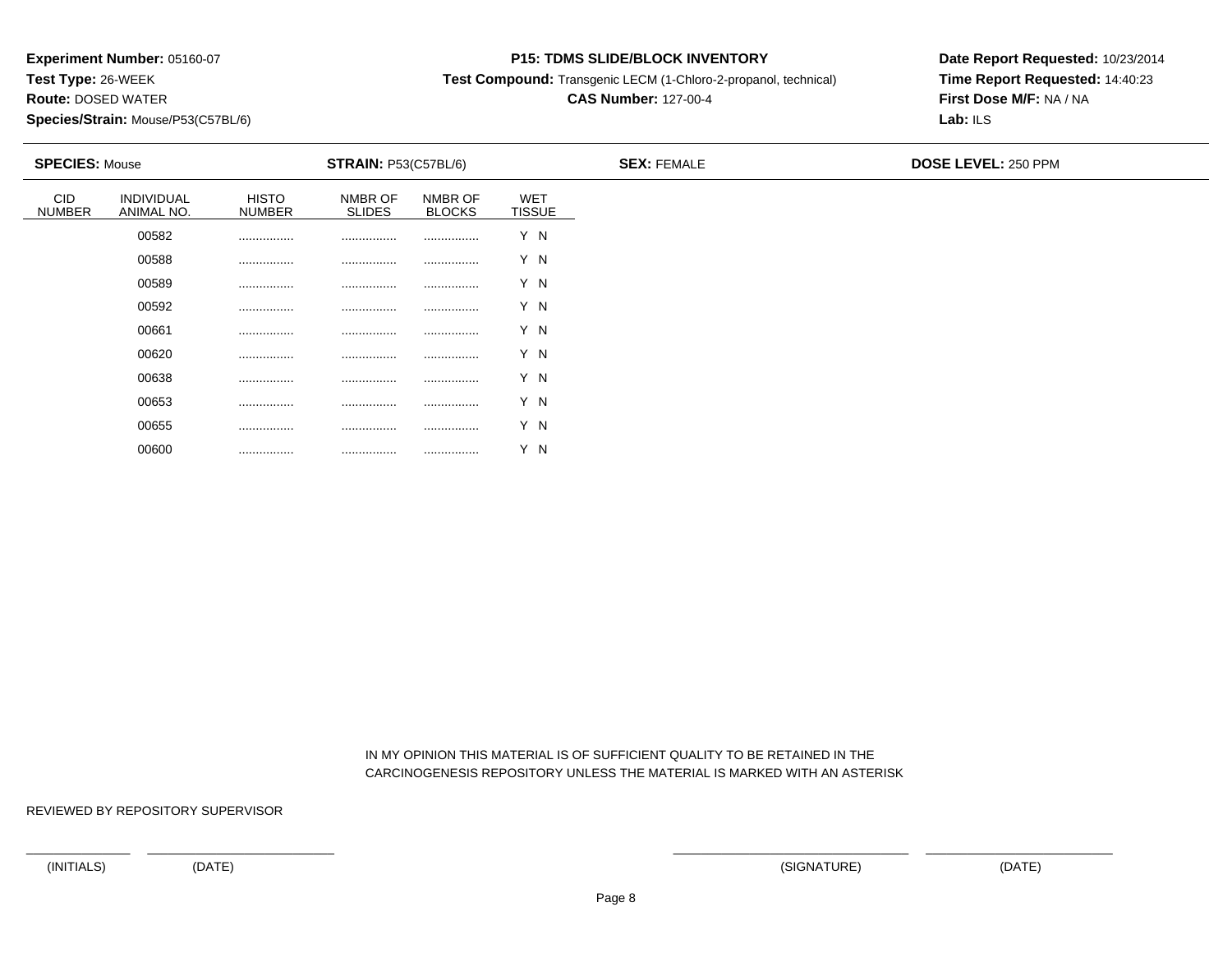**Experiment Number:** 05160-07
**Test Type:** 26-WEEK
**Route:** DOSED WATER
**Species/Strain:** Mouse/P53(C57BL/6)

**P15: TDMS SLIDE/BLOCK INVENTORY**
**Test Compound:** Transgenic LECM (1-Chloro-2-propanol, technical)
**CAS Number:** 127-00-4

**Date Report Requested:** 10/23/2014
**Time Report Requested:** 14:40:23
**First Dose M/F:** NA / NA
**Lab:** ILS

**SPECIES:** Mouse **STRAIN:** P53(C57BL/6) **SEX:** FEMALE **DOSE LEVEL:** 250 PPM

| CID NUMBER | INDIVIDUAL ANIMAL NO. | HISTO NUMBER | NMBR OF SLIDES | NMBR OF BLOCKS | WET TISSUE |
|---|---|---|---|---|---|
| | 00582 | ................ | ................ | ................ | Y N |
| | 00588 | ................ | ................ | ................ | Y N |
| | 00589 | ................ | ................ | ................ | Y N |
| | 00592 | ................ | ................ | ................ | Y N |
| | 00661 | ................ | ................ | ................ | Y N |
| | 00620 | ................ | ................ | ................ | Y N |
| | 00638 | ................ | ................ | ................ | Y N |
| | 00653 | ................ | ................ | ................ | Y N |
| | 00655 | ................ | ................ | ................ | Y N |
| | 00600 | ................ | ................ | ................ | Y N |

IN MY OPINION THIS MATERIAL IS OF SUFFICIENT QUALITY TO BE RETAINED IN THE CARCINOGENESIS REPOSITORY UNLESS THE MATERIAL IS MARKED WITH AN ASTERISK

REVIEWED BY REPOSITORY SUPERVISOR

(INITIALS) (DATE) (SIGNATURE) (DATE)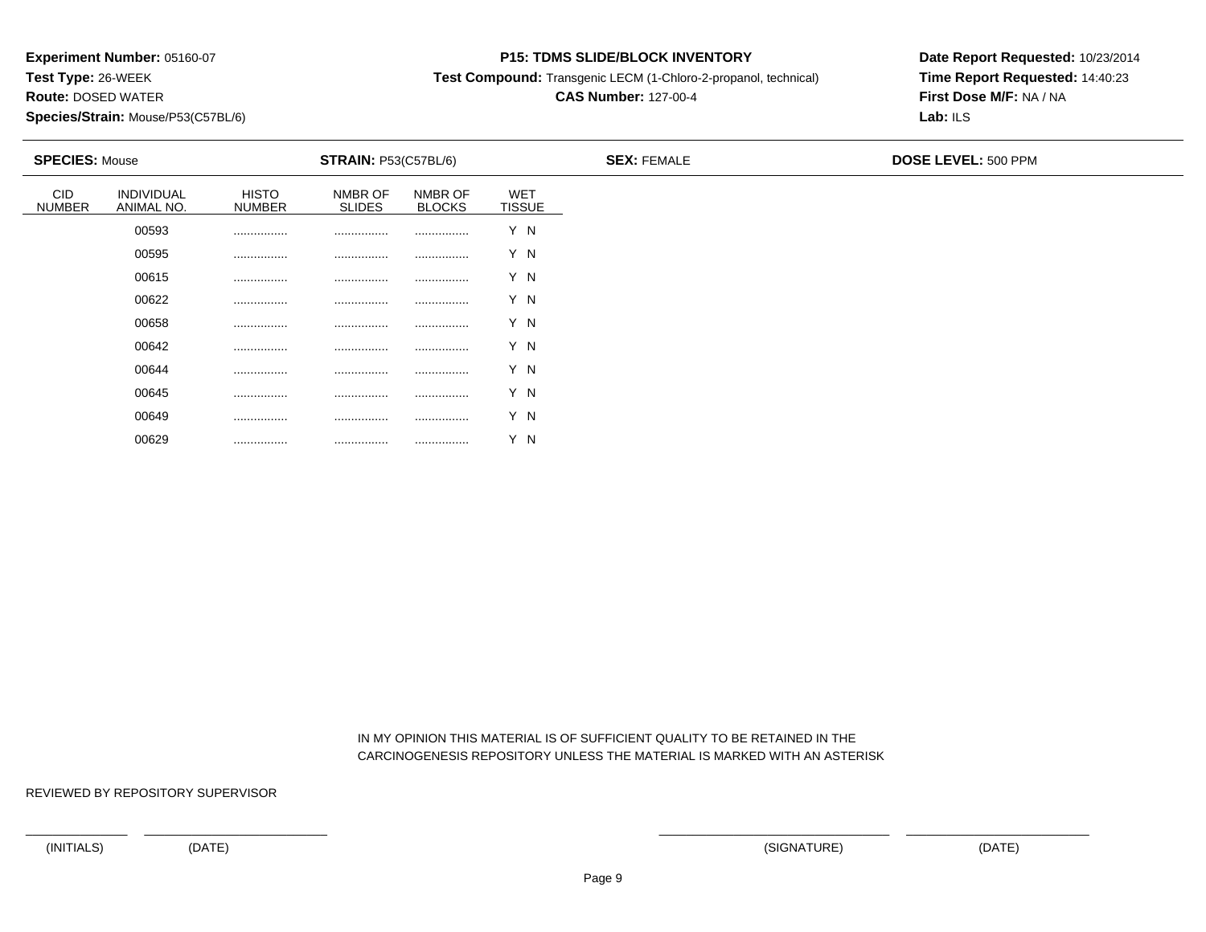**Experiment Number:** 05160-07
**Test Type:** 26-WEEK
**Route:** DOSED WATER
**Species/Strain:** Mouse/P53(C57BL/6)

**P15: TDMS SLIDE/BLOCK INVENTORY**
**Test Compound:** Transgenic LECM (1-Chloro-2-propanol, technical)
**CAS Number:** 127-00-4

**Date Report Requested:** 10/23/2014
**Time Report Requested:** 14:40:23
**First Dose M/F:** NA / NA
**Lab:** ILS

**SPECIES:** Mouse | **STRAIN:** P53(C57BL/6) | **SEX:** FEMALE | **DOSE LEVEL:** 500 PPM

| CID NUMBER | INDIVIDUAL ANIMAL NO. | HISTO NUMBER | NMBR OF SLIDES | NMBR OF BLOCKS | WET TISSUE |
|---|---|---|---|---|---|
| | 00593 | ................ | ................ | ................ | Y N |
| | 00595 | ................ | ................ | ................ | Y N |
| | 00615 | ................ | ................ | ................ | Y N |
| | 00622 | ................ | ................ | ................ | Y N |
| | 00658 | ................ | ................ | ................ | Y N |
| | 00642 | ................ | ................ | ................ | Y N |
| | 00644 | ................ | ................ | ................ | Y N |
| | 00645 | ................ | ................ | ................ | Y N |
| | 00649 | ................ | ................ | ................ | Y N |
| | 00629 | ................ | ................ | ................ | Y N |

IN MY OPINION THIS MATERIAL IS OF SUFFICIENT QUALITY TO BE RETAINED IN THE CARCINOGENESIS REPOSITORY UNLESS THE MATERIAL IS MARKED WITH AN ASTERISK

REVIEWED BY REPOSITORY SUPERVISOR

(INITIALS) (DATE) (SIGNATURE) (DATE)